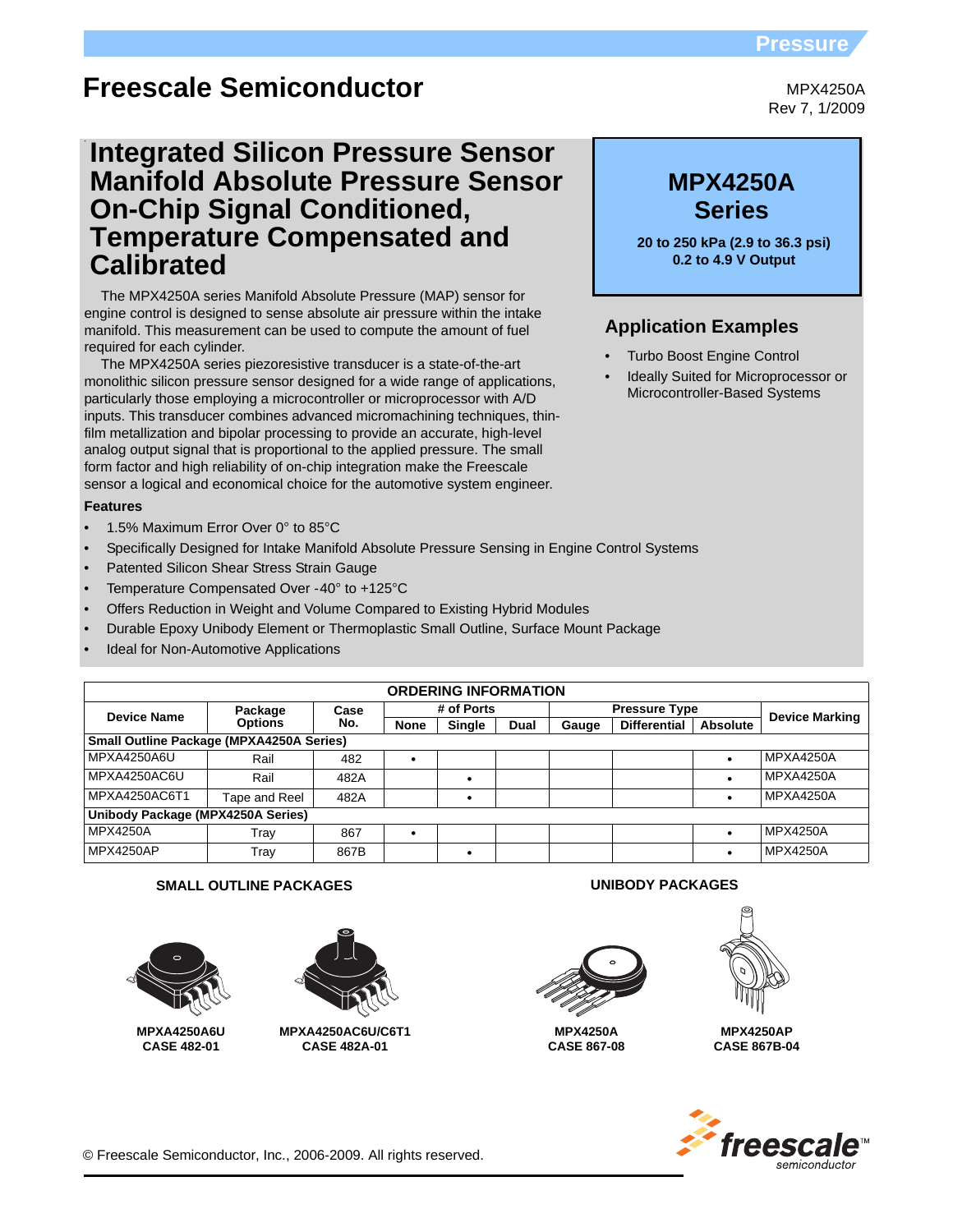Freescale Semiconductor

MPX4250A
Rev 7, 1/2009

# Integrated Silicon Pressure Sensor Manifold Absolute Pressure Sensor On-Chip Signal Conditioned, Temperature Compensated and Calibrated

**MPX4250A Series**

**20 to 250 kPa (2.9 to 36.3 psi)**
**0.2 to 4.9 V Output**

The MPX4250A series Manifold Absolute Pressure (MAP) sensor for engine control is designed to sense absolute air pressure within the intake manifold. This measurement can be used to compute the amount of fuel required for each cylinder.

The MPX4250A series piezoresistive transducer is a state-of-the-art monolithic silicon pressure sensor designed for a wide range of applications, particularly those employing a microcontroller or microprocessor with A/D inputs. This transducer combines advanced micromachining techniques, thin-film metallization and bipolar processing to provide an accurate, high-level analog output signal that is proportional to the applied pressure. The small form factor and high reliability of on-chip integration make the Freescale sensor a logical and economical choice for the automotive system engineer.

## Application Examples

- Turbo Boost Engine Control
- Ideally Suited for Microprocessor or Microcontroller-Based Systems

**Features**

- 1.5% Maximum Error Over 0° to 85°C
- Specifically Designed for Intake Manifold Absolute Pressure Sensing in Engine Control Systems
- Patented Silicon Shear Stress Strain Gauge
- Temperature Compensated Over -40° to +125°C
- Offers Reduction in Weight and Volume Compared to Existing Hybrid Modules
- Durable Epoxy Unibody Element or Thermoplastic Small Outline, Surface Mount Package
- Ideal for Non-Automotive Applications

**ORDERING INFORMATION**

| Device Name | Package Options | Case No. | # of Ports | | | Pressure Type | | | Device Marking |
|---|---|---|---|---|---|---|---|---|---|
| | | | None | Single | Dual | Gauge | Differential | Absolute | |
| **Small Outline Package (MPXA4250A Series)** | | | | | | | | | |
| MPXA4250A6U | Rail | 482 | • | | | | | • | MPXA4250A |
| MPXA4250AC6U | Rail | 482A | | • | | | | • | MPXA4250A |
| MPXA4250AC6T1 | Tape and Reel | 482A | | • | | | | • | MPXA4250A |
| **Unibody Package (MPX4250A Series)** | | | | | | | | | |
| MPX4250A | Tray | 867 | • | | | | | • | MPX4250A |
| MPX4250AP | Tray | 867B | | • | | | | • | MPX4250A |

**SMALL OUTLINE PACKAGES**

**MPXA4250A6U**
**CASE 482-01**

**MPXA4250AC6U/C6T1**
**CASE 482A-01**

**UNIBODY PACKAGES**

**MPX4250A**
**CASE 867-08**

**MPX4250AP**
**CASE 867B-04**

© Freescale Semiconductor, Inc., 2006-2009. All rights reserved.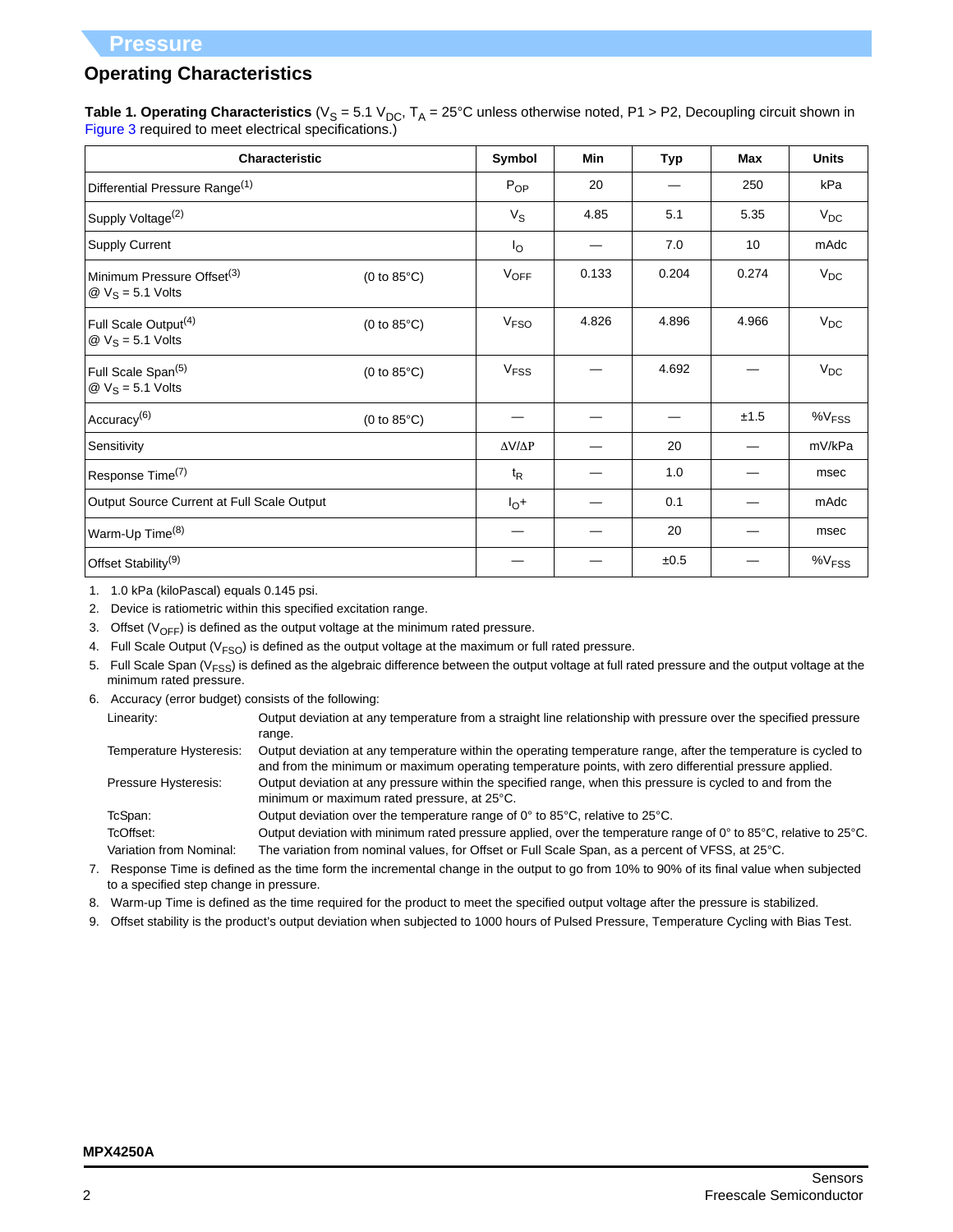## Pressure

### Operating Characteristics

**Table 1. Operating Characteristics** ($V_S$ = 5.1 $V_{DC}$, $T_A$ = 25°C unless otherwise noted, P1 > P2, Decoupling circuit shown in Figure 3 required to meet electrical specifications.)

| Characteristic | | Symbol | Min | Typ | Max | Units |
|---|---|---|---|---|---|---|
| Differential Pressure Range(1) | | $P_{OP}$ | 20 | — | 250 | kPa |
| Supply Voltage(2) | | $V_S$ | 4.85 | 5.1 | 5.35 | $V_{DC}$ |
| Supply Current | | $I_O$ | — | 7.0 | 10 | mAdc |
| Minimum Pressure Offset(3) @ $V_S$ = 5.1 Volts | (0 to 85°C) | $V_{OFF}$ | 0.133 | 0.204 | 0.274 | $V_{DC}$ |
| Full Scale Output(4) @ $V_S$ = 5.1 Volts | (0 to 85°C) | $V_{FSO}$ | 4.826 | 4.896 | 4.966 | $V_{DC}$ |
| Full Scale Span(5) @ $V_S$ = 5.1 Volts | (0 to 85°C) | $V_{FSS}$ | — | 4.692 | — | $V_{DC}$ |
| Accuracy(6) | (0 to 85°C) | — | — | — | ±1.5 | $\%V_{FSS}$ |
| Sensitivity | | $\Delta V/\Delta P$ | — | 20 | — | mV/kPa |
| Response Time(7) | | $t_R$ | — | 1.0 | — | msec |
| Output Source Current at Full Scale Output | | $I_O+$ | — | 0.1 | — | mAdc |
| Warm-Up Time(8) | | — | — | 20 | — | msec |
| Offset Stability(9) | | — | — | ±0.5 | — | $\%V_{FSS}$ |

1. 1.0 kPa (kiloPascal) equals 0.145 psi.
2. Device is ratiometric within this specified excitation range.
3. Offset ($V_{OFF}$) is defined as the output voltage at the minimum rated pressure.
4. Full Scale Output ($V_{FSO}$) is defined as the output voltage at the maximum or full rated pressure.
5. Full Scale Span ($V_{FSS}$) is defined as the algebraic difference between the output voltage at full rated pressure and the output voltage at the minimum rated pressure.
6. Accuracy (error budget) consists of the following:
   - Linearity: Output deviation at any temperature from a straight line relationship with pressure over the specified pressure range.
   - Temperature Hysteresis: Output deviation at any temperature within the operating temperature range, after the temperature is cycled to and from the minimum or maximum operating temperature points, with zero differential pressure applied.
   - Pressure Hysteresis: Output deviation at any pressure within the specified range, when this pressure is cycled to and from the minimum or maximum rated pressure, at 25°C.
   - TcSpan: Output deviation over the temperature range of 0° to 85°C, relative to 25°C.
   - TcOffset: Output deviation with minimum rated pressure applied, over the temperature range of 0° to 85°C, relative to 25°C.
   - Variation from Nominal: The variation from nominal values, for Offset or Full Scale Span, as a percent of VFSS, at 25°C.
7. Response Time is defined as the time form the incremental change in the output to go from 10% to 90% of its final value when subjected to a specified step change in pressure.
8. Warm-up Time is defined as the time required for the product to meet the specified output voltage after the pressure is stabilized.
9. Offset stability is the product's output deviation when subjected to 1000 hours of Pulsed Pressure, Temperature Cycling with Bias Test.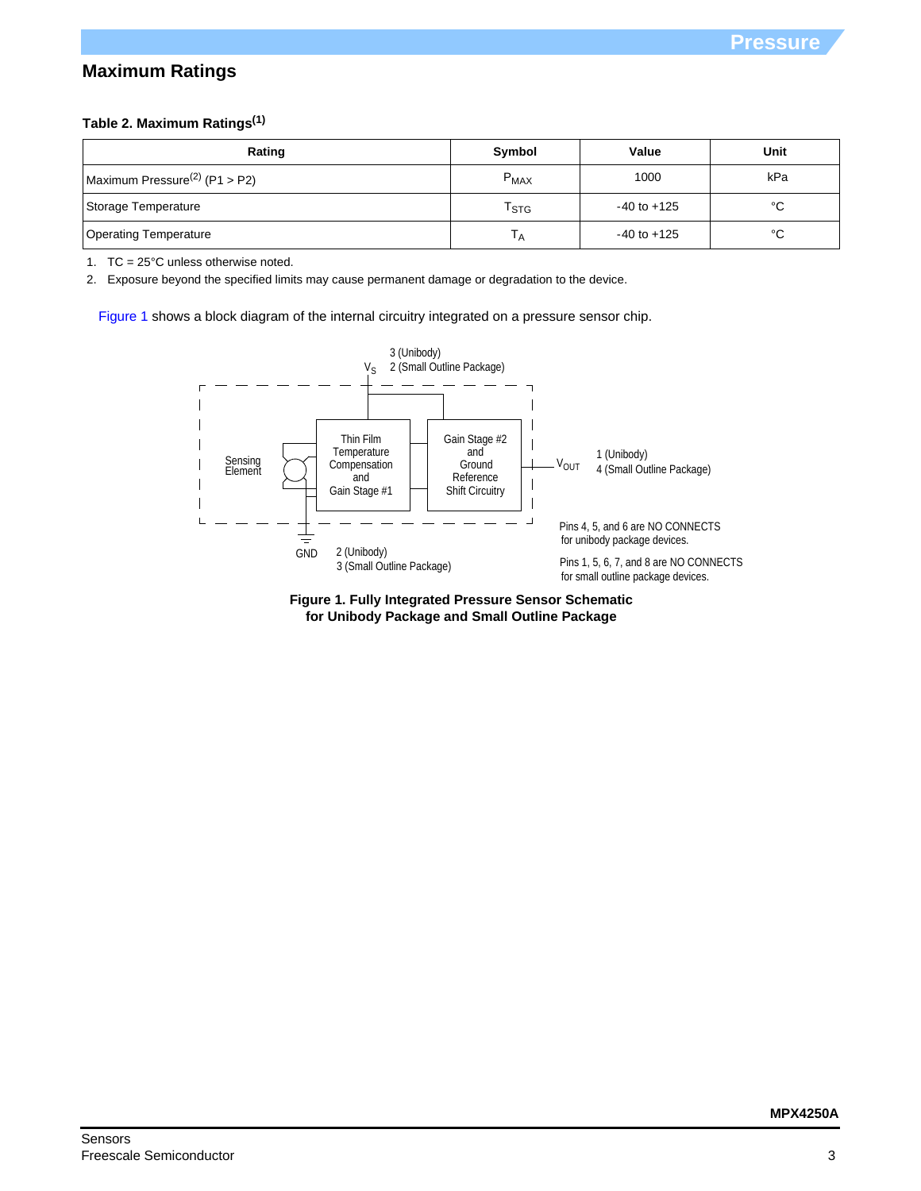## Maximum Ratings

**Table 2. Maximum Ratings[1]**

| Rating | Symbol | Value | Unit |
|---|---|---|---|
| Maximum Pressure[2] (P1 > P2) | $P_{MAX}$ | 1000 | kPa |
| Storage Temperature | $T_{STG}$ | -40 to +125 | °C |
| Operating Temperature | $T_A$ | -40 to +125 | °C |

1. TC = 25°C unless otherwise noted.
2. Exposure beyond the specified limits may cause permanent damage or degradation to the device.

Figure 1 shows a block diagram of the internal circuitry integrated on a pressure sensor chip.

$V_S$ 3 (Unibody) 2 (Small Outline Package)

Sensing Element

Thin Film Temperature Compensation and Gain Stage #1

Gain Stage #2 and Ground Reference Shift Circuitry

$V_{OUT}$ 1 (Unibody) 4 (Small Outline Package)

GND 2 (Unibody) 3 (Small Outline Package)

Pins 4, 5, and 6 are NO CONNECTS for unibody package devices.

Pins 1, 5, 6, 7, and 8 are NO CONNECTS for small outline package devices.

**Figure 1. Fully Integrated Pressure Sensor Schematic for Unibody Package and Small Outline Package**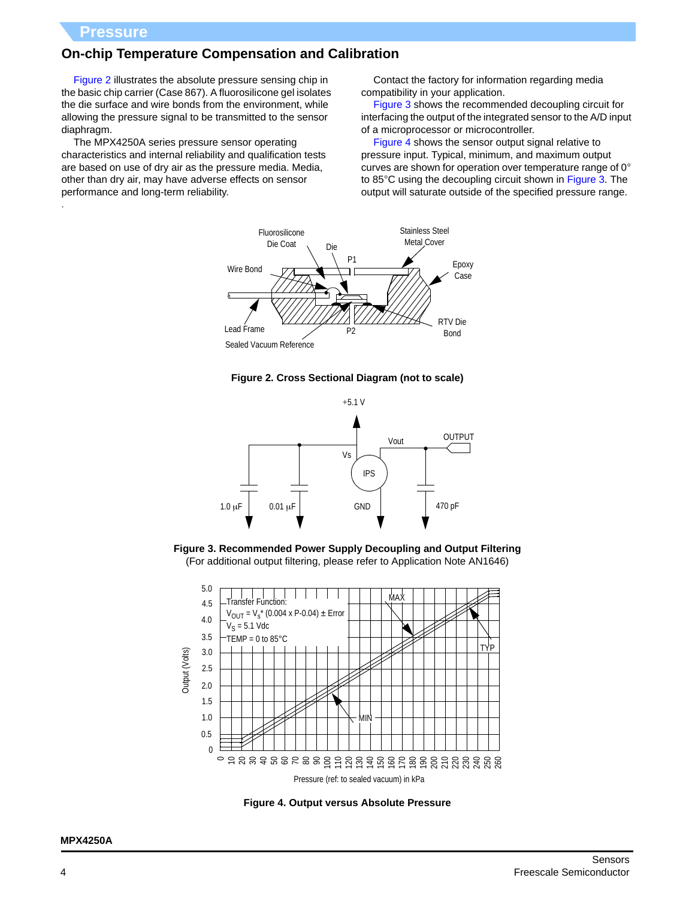## On-chip Temperature Compensation and Calibration

Figure 2 illustrates the absolute pressure sensing chip in the basic chip carrier (Case 867). A fluorosilicone gel isolates the die surface and wire bonds from the environment, while allowing the pressure signal to be transmitted to the sensor diaphragm.

The MPX4250A series pressure sensor operating characteristics and internal reliability and qualification tests are based on use of dry air as the pressure media. Media, other than dry air, may have adverse effects on sensor performance and long-term reliability.

Contact the factory for information regarding media compatibility in your application.

Figure 3 shows the recommended decoupling circuit for interfacing the output of the integrated sensor to the A/D input of a microprocessor or microcontroller.

Figure 4 shows the sensor output signal relative to pressure input. Typical, minimum, and maximum output curves are shown for operation over temperature range of 0° to 85°C using the decoupling circuit shown in Figure 3. The output will saturate outside of the specified pressure range.

Fluorosilicone Die Coat, Die, P1, Stainless Steel Metal Cover, Epoxy Case, Wire Bond, Lead Frame, Sealed Vacuum Reference, P2, RTV Die Bond

**Figure 2. Cross Sectional Diagram (not to scale)**

+5.1 V, Vs, IPS, Vout, OUTPUT, GND, 1.0 µF, 0.01 µF, 470 pF

**Figure 3. Recommended Power Supply Decoupling and Output Filtering**
(For additional output filtering, please refer to Application Note AN1646)

Transfer Function:
$V_{OUT} = V_s{}^* (0.004 \times P - 0.04) \pm \text{Error}$
$V_S = 5.1$ Vdc
TEMP = 0 to 85°C

MAX, TYP, MIN

Output (Volts): 0 to 5.0
Pressure (ref: to sealed vacuum) in kPa: 0 to 260

**Figure 4. Output versus Absolute Pressure**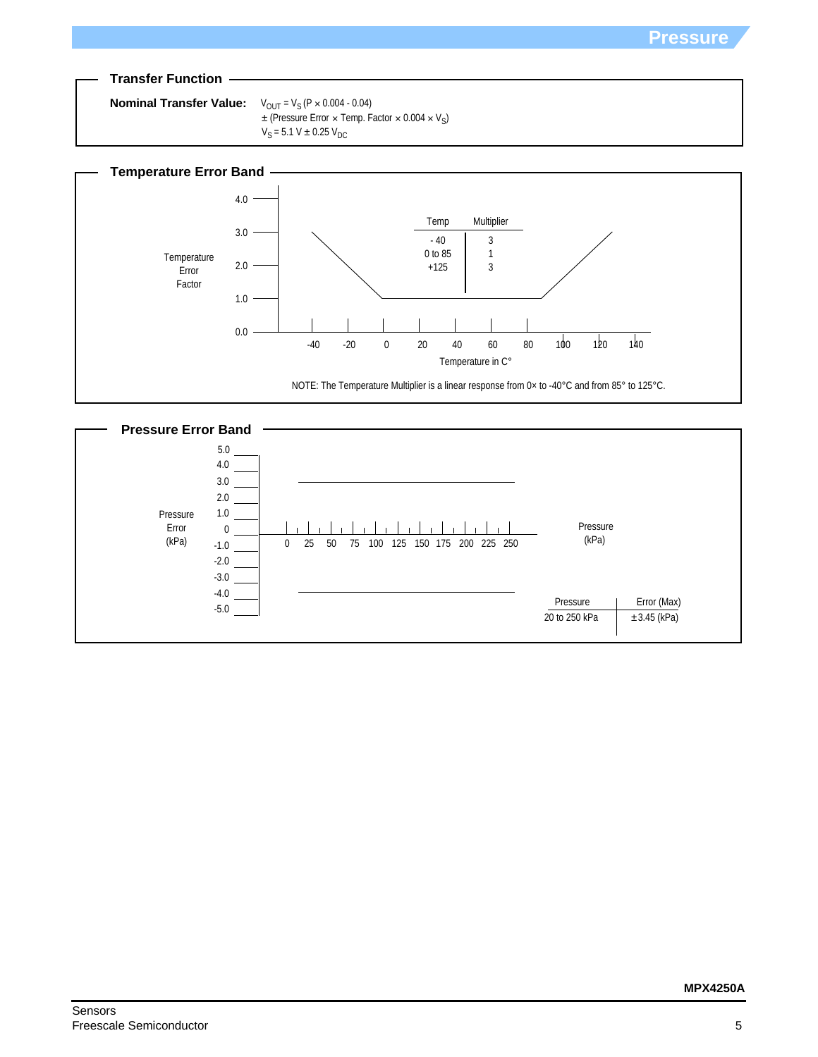## Transfer Function

**Nominal Transfer Value:** $V_{OUT} = V_S (P \times 0.004 - 0.04)$
$\pm$ (Pressure Error $\times$ Temp. Factor $\times$ 0.004 $\times$ $V_S$)
$V_S$ = 5.1 V $\pm$ 0.25 $V_{DC}$

## Temperature Error Band

Temperature Error Factor

| Temp | Multiplier |
|---|---|
| - 40 | 3 |
| 0 to 85 | 1 |
| +125 | 3 |

Temperature in C°

NOTE: The Temperature Multiplier is a linear response from 0× to -40°C and from 85° to 125°C.

## Pressure Error Band

Pressure Error (kPa)

Pressure (kPa)

| Pressure | Error (Max) |
|---|---|
| 20 to 250 kPa | $\pm$3.45 (kPa) |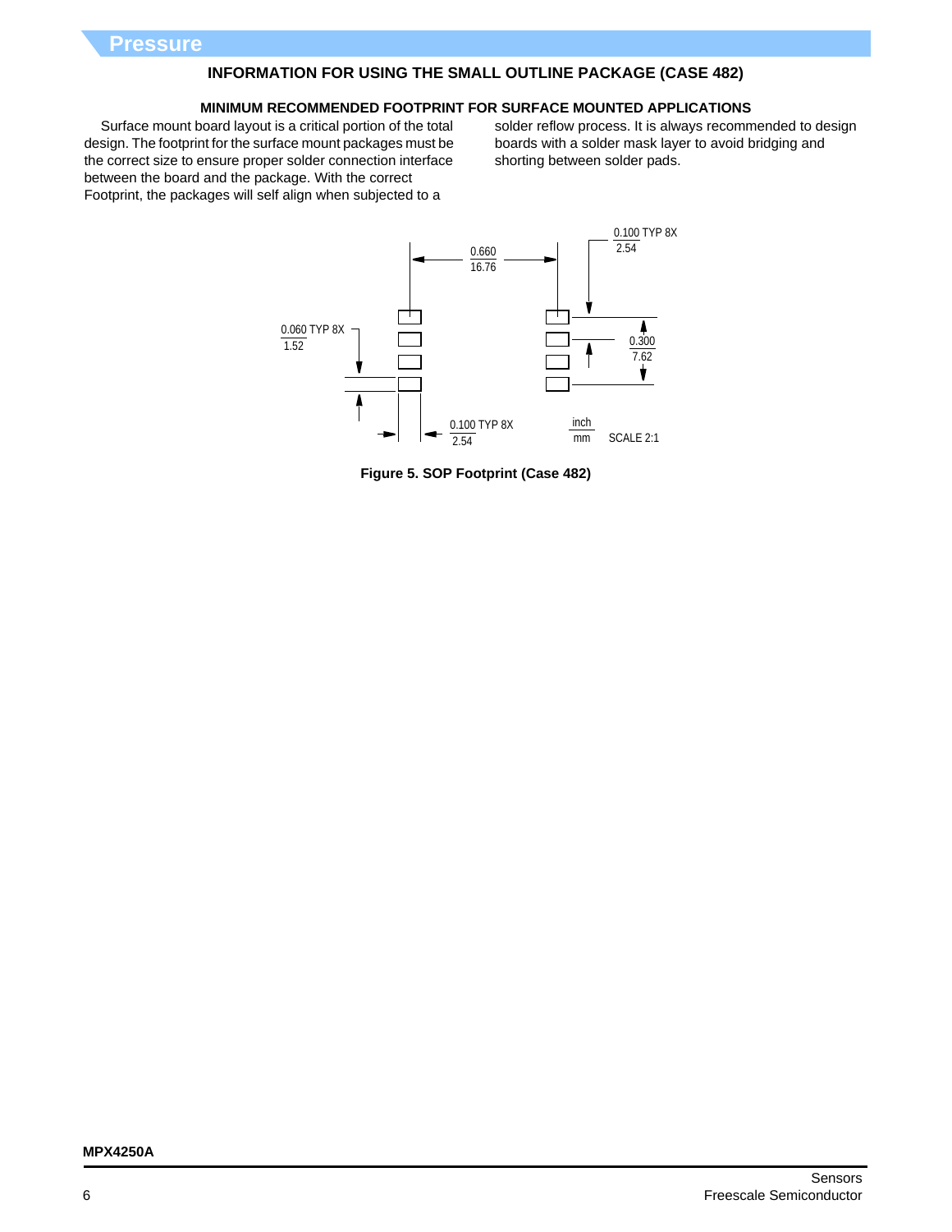## INFORMATION FOR USING THE SMALL OUTLINE PACKAGE (CASE 482)

### MINIMUM RECOMMENDED FOOTPRINT FOR SURFACE MOUNTED APPLICATIONS

Surface mount board layout is a critical portion of the total design. The footprint for the surface mount packages must be the correct size to ensure proper solder connection interface between the board and the package. With the correct Footprint, the packages will self align when subjected to a solder reflow process. It is always recommended to design boards with a solder mask layer to avoid bridging and shorting between solder pads.

0.660 / 16.76

0.100 TYP 8X / 2.54

0.060 TYP 8X / 1.52

0.300 / 7.62

0.100 TYP 8X / 2.54

inch / mm

SCALE 2:1

**Figure 5. SOP Footprint (Case 482)**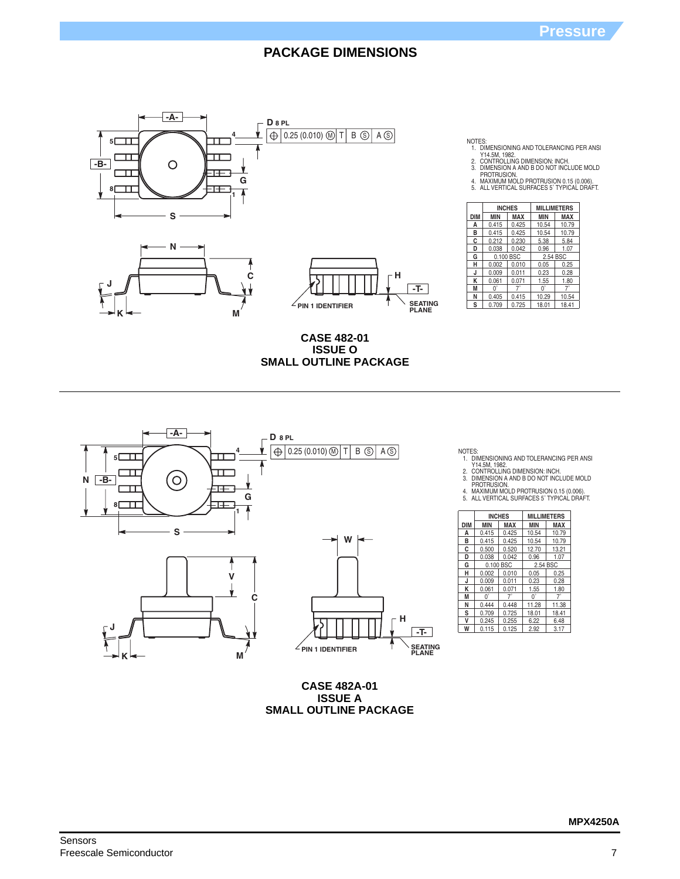## PACKAGE DIMENSIONS

NOTES:
1. DIMENSIONING AND TOLERANCING PER ANSI Y14.5M, 1982.
2. CONTROLLING DIMENSION: INCH.
3. DIMENSION A AND B DO NOT INCLUDE MOLD PROTRUSION.
4. MAXIMUM MOLD PROTRUSION 0.15 (0.006).
5. ALL VERTICAL SURFACES 5° TYPICAL DRAFT.

| DIM | INCHES MIN | INCHES MAX | MILLIMETERS MIN | MILLIMETERS MAX |
|---|---|---|---|---|
| A | 0.415 | 0.425 | 10.54 | 10.79 |
| B | 0.415 | 0.425 | 10.54 | 10.79 |
| C | 0.212 | 0.230 | 5.38 | 5.84 |
| D | 0.038 | 0.042 | 0.96 | 1.07 |
| G | 0.100 BSC | | 2.54 BSC | |
| H | 0.002 | 0.010 | 0.05 | 0.25 |
| J | 0.009 | 0.011 | 0.23 | 0.28 |
| K | 0.061 | 0.071 | 1.55 | 1.80 |
| M | 0° | 7° | 0° | 7° |
| N | 0.405 | 0.415 | 10.29 | 10.54 |
| S | 0.709 | 0.725 | 18.01 | 18.41 |

D 8 PL ⊕ 0.25 (0.010) Ⓜ T B Ⓢ A Ⓢ

PIN 1 IDENTIFIER — SEATING PLANE -T-

**CASE 482-01**
**ISSUE O**
**SMALL OUTLINE PACKAGE**

---

NOTES:
1. DIMENSIONING AND TOLERANCING PER ANSI Y14.5M, 1982.
2. CONTROLLING DIMENSION: INCH.
3. DIMENSION A AND B DO NOT INCLUDE MOLD PROTRUSION.
4. MAXIMUM MOLD PROTRUSION 0.15 (0.006).
5. ALL VERTICAL SURFACES 5° TYPICAL DRAFT.

| DIM | INCHES MIN | INCHES MAX | MILLIMETERS MIN | MILLIMETERS MAX |
|---|---|---|---|---|
| A | 0.415 | 0.425 | 10.54 | 10.79 |
| B | 0.415 | 0.425 | 10.54 | 10.79 |
| C | 0.500 | 0.520 | 12.70 | 13.21 |
| D | 0.038 | 0.042 | 0.96 | 1.07 |
| G | 0.100 BSC | | 2.54 BSC | |
| H | 0.002 | 0.010 | 0.05 | 0.25 |
| J | 0.009 | 0.011 | 0.23 | 0.28 |
| K | 0.061 | 0.071 | 1.55 | 1.80 |
| M | 0° | 7° | 0° | 7° |
| N | 0.444 | 0.448 | 11.28 | 11.38 |
| S | 0.709 | 0.725 | 18.01 | 18.41 |
| V | 0.245 | 0.255 | 6.22 | 6.48 |
| W | 0.115 | 0.125 | 2.92 | 3.17 |

D 8 PL ⊕ 0.25 (0.010) Ⓜ T B Ⓢ A Ⓢ

PIN 1 IDENTIFIER — SEATING PLANE -T-

**CASE 482A-01**
**ISSUE A**
**SMALL OUTLINE PACKAGE**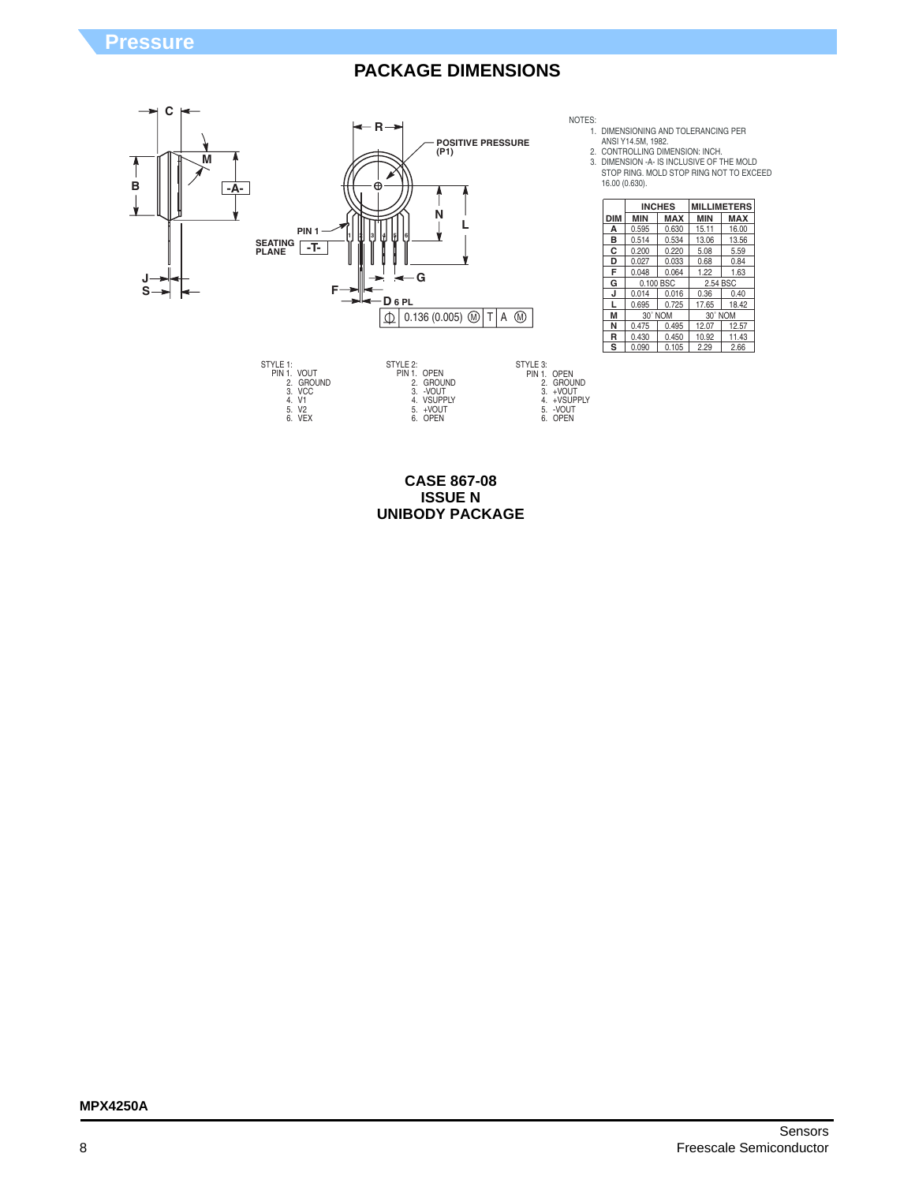## PACKAGE DIMENSIONS

NOTES:
1. DIMENSIONING AND TOLERANCING PER ANSI Y14.5M, 1982.
2. CONTROLLING DIMENSION: INCH.
3. DIMENSION -A- IS INCLUSIVE OF THE MOLD STOP RING. MOLD STOP RING NOT TO EXCEED 16.00 (0.630).

| DIM | INCHES | | MILLIMETERS | |
|---|---|---|---|---|
| | MIN | MAX | MIN | MAX |
| A | 0.595 | 0.630 | 15.11 | 16.00 |
| B | 0.514 | 0.534 | 13.06 | 13.56 |
| C | 0.200 | 0.220 | 5.08 | 5.59 |
| D | 0.027 | 0.033 | 0.68 | 0.84 |
| F | 0.048 | 0.064 | 1.22 | 1.63 |
| G | 0.100 BSC | | 2.54 BSC | |
| J | 0.014 | 0.016 | 0.36 | 0.40 |
| L | 0.695 | 0.725 | 17.65 | 18.42 |
| M | 30° NOM | | 30° NOM | |
| N | 0.475 | 0.495 | 12.07 | 12.57 |
| R | 0.430 | 0.450 | 10.92 | 11.43 |
| S | 0.090 | 0.105 | 2.29 | 2.66 |

STYLE 1:
PIN 1. VOUT
2. GROUND
3. VCC
4. V1
5. V2
6. VEX

STYLE 2:
PIN 1. OPEN
2. GROUND
3. -VOUT
4. VSUPPLY
5. +VOUT
6. OPEN

STYLE 3:
PIN 1. OPEN
2. GROUND
3. +VOUT
4. +VSUPPLY
5. -VOUT
6. OPEN

**CASE 867-08**
**ISSUE N**
**UNIBODY PACKAGE**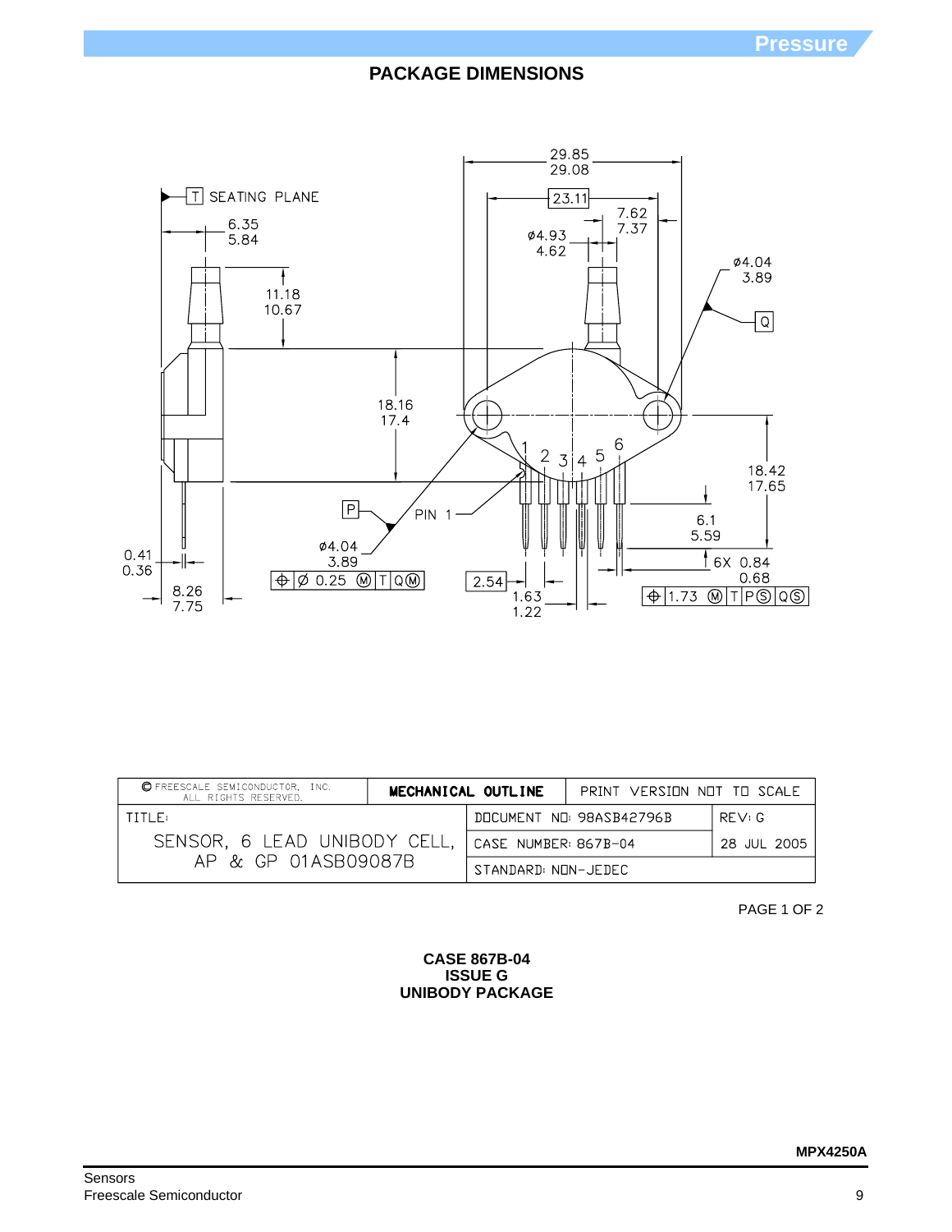## PACKAGE DIMENSIONS

29.85
29.08

23.11

T SEATING PLANE

6.35
5.84

7.62
7.37

ø4.93
4.62

ø4.04
3.89

Q

11.18
10.67

18.16
17.4

1 2 3 4 5 6

18.42
17.65

P

PIN 1

6.1
5.59

ø4.04
3.89

0.41
0.36

⊕ Ø 0.25 Ⓜ T Q Ⓜ

2.54

6X 0.84
0.68

8.26
7.75

1.63
1.22

⊕ 1.73 Ⓜ T P Ⓢ Q Ⓢ

| © FREESCALE SEMICONDUCTOR, INC. ALL RIGHTS RESERVED. | MECHANICAL OUTLINE | PRINT VERSION NOT TO SCALE | |
|---|---|---|---|
| TITLE: SENSOR, 6 LEAD UNIBODY CELL, AP & GP 01ASB09087B | | DOCUMENT NO: 98ASB42796B | REV: G |
| | | CASE NUMBER: 867B-04 | 28 JUL 2005 |
| | | STANDARD: NON-JEDEC | |

PAGE 1 OF 2

**CASE 867B-04**
**ISSUE G**
**UNIBODY PACKAGE**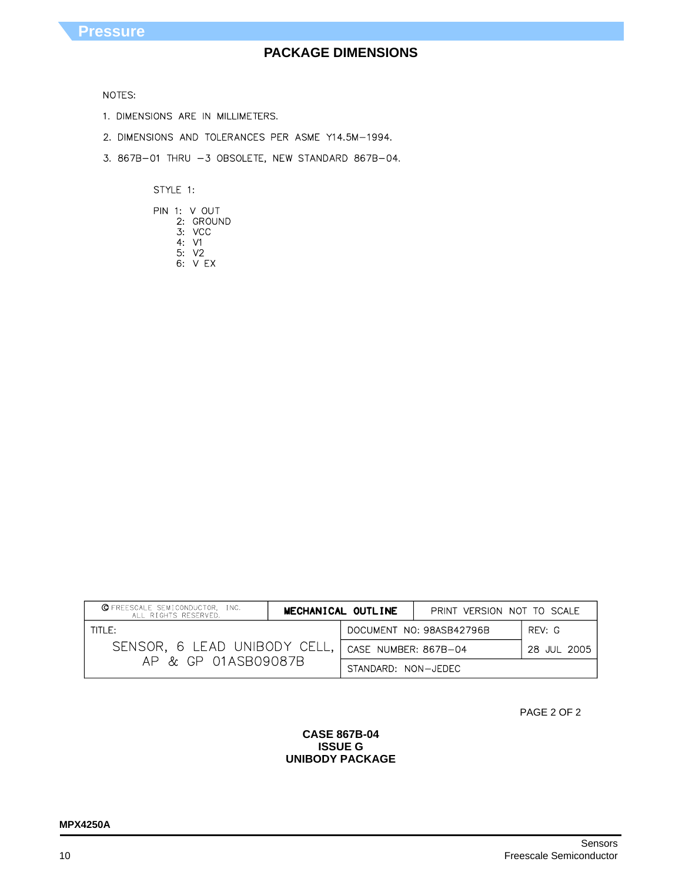## PACKAGE DIMENSIONS

NOTES:

1. DIMENSIONS ARE IN MILLIMETERS.
2. DIMENSIONS AND TOLERANCES PER ASME Y14.5M−1994.
3. 867B−01 THRU −3 OBSOLETE, NEW STANDARD 867B−04.

STYLE 1:

PIN 1: V OUT
2: GROUND
3: VCC
4: V1
5: V2
6: V EX

| © FREESCALE SEMICONDUCTOR, INC. ALL RIGHTS RESERVED. | MECHANICAL OUTLINE | PRINT VERSION NOT TO SCALE | |
|---|---|---|---|
| TITLE: SENSOR, 6 LEAD UNIBODY CELL, AP & GP 01ASB09087B | | DOCUMENT NO: 98ASB42796B | REV: G |
| | | CASE NUMBER: 867B−04 | 28 JUL 2005 |
| | | STANDARD: NON−JEDEC | |

PAGE 2 OF 2

**CASE 867B-04**
**ISSUE G**
**UNIBODY PACKAGE**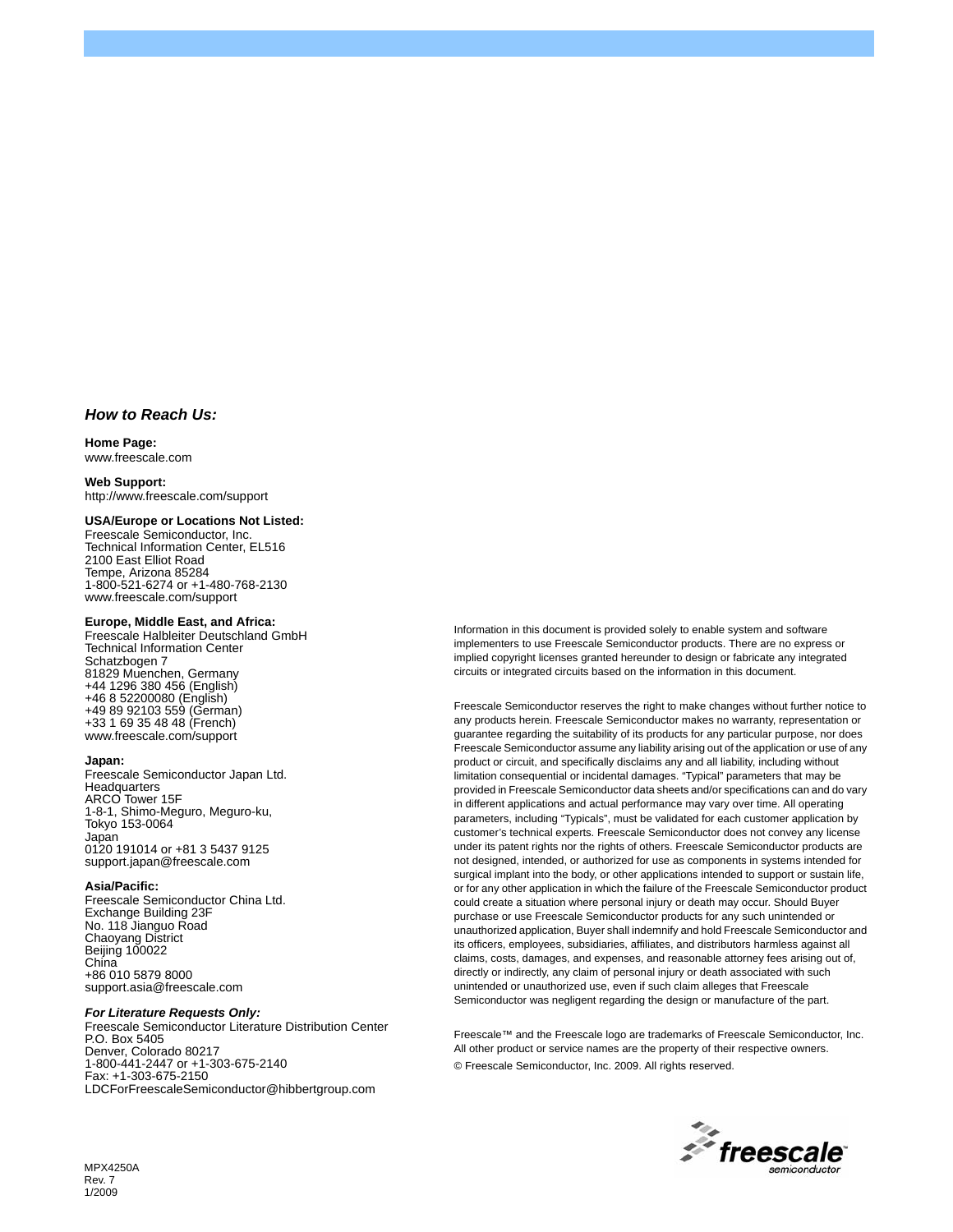### *How to Reach Us:*

**Home Page:**
www.freescale.com

**Web Support:**
http://www.freescale.com/support

**USA/Europe or Locations Not Listed:**
Freescale Semiconductor, Inc.
Technical Information Center, EL516
2100 East Elliot Road
Tempe, Arizona 85284
1-800-521-6274 or +1-480-768-2130
www.freescale.com/support

**Europe, Middle East, and Africa:**
Freescale Halbleiter Deutschland GmbH
Technical Information Center
Schatzbogen 7
81829 Muenchen, Germany
+44 1296 380 456 (English)
+46 8 52200080 (English)
+49 89 92103 559 (German)
+33 1 69 35 48 48 (French)
www.freescale.com/support

**Japan:**
Freescale Semiconductor Japan Ltd.
Headquarters
ARCO Tower 15F
1-8-1, Shimo-Meguro, Meguro-ku,
Tokyo 153-0064
Japan
0120 191014 or +81 3 5437 9125
support.japan@freescale.com

**Asia/Pacific:**
Freescale Semiconductor China Ltd.
Exchange Building 23F
No. 118 Jianguo Road
Chaoyang District
Beijing 100022
China
+86 010 5879 8000
support.asia@freescale.com

***For Literature Requests Only:***
Freescale Semiconductor Literature Distribution Center
P.O. Box 5405
Denver, Colorado 80217
1-800-441-2447 or +1-303-675-2140
Fax: +1-303-675-2150
LDCForFreescaleSemiconductor@hibbertgroup.com

Information in this document is provided solely to enable system and software implementers to use Freescale Semiconductor products. There are no express or implied copyright licenses granted hereunder to design or fabricate any integrated circuits or integrated circuits based on the information in this document.

Freescale Semiconductor reserves the right to make changes without further notice to any products herein. Freescale Semiconductor makes no warranty, representation or guarantee regarding the suitability of its products for any particular purpose, nor does Freescale Semiconductor assume any liability arising out of the application or use of any product or circuit, and specifically disclaims any and all liability, including without limitation consequential or incidental damages. “Typical” parameters that may be provided in Freescale Semiconductor data sheets and/or specifications can and do vary in different applications and actual performance may vary over time. All operating parameters, including “Typicals”, must be validated for each customer application by customer’s technical experts. Freescale Semiconductor does not convey any license under its patent rights nor the rights of others. Freescale Semiconductor products are not designed, intended, or authorized for use as components in systems intended for surgical implant into the body, or other applications intended to support or sustain life, or for any other application in which the failure of the Freescale Semiconductor product could create a situation where personal injury or death may occur. Should Buyer purchase or use Freescale Semiconductor products for any such unintended or unauthorized application, Buyer shall indemnify and hold Freescale Semiconductor and its officers, employees, subsidiaries, affiliates, and distributors harmless against all claims, costs, damages, and expenses, and reasonable attorney fees arising out of, directly or indirectly, any claim of personal injury or death associated with such unintended or unauthorized use, even if such claim alleges that Freescale Semiconductor was negligent regarding the design or manufacture of the part.

Freescale™ and the Freescale logo are trademarks of Freescale Semiconductor, Inc. All other product or service names are the property of their respective owners.

© Freescale Semiconductor, Inc. 2009. All rights reserved.

MPX4250A
Rev. 7
1/2009